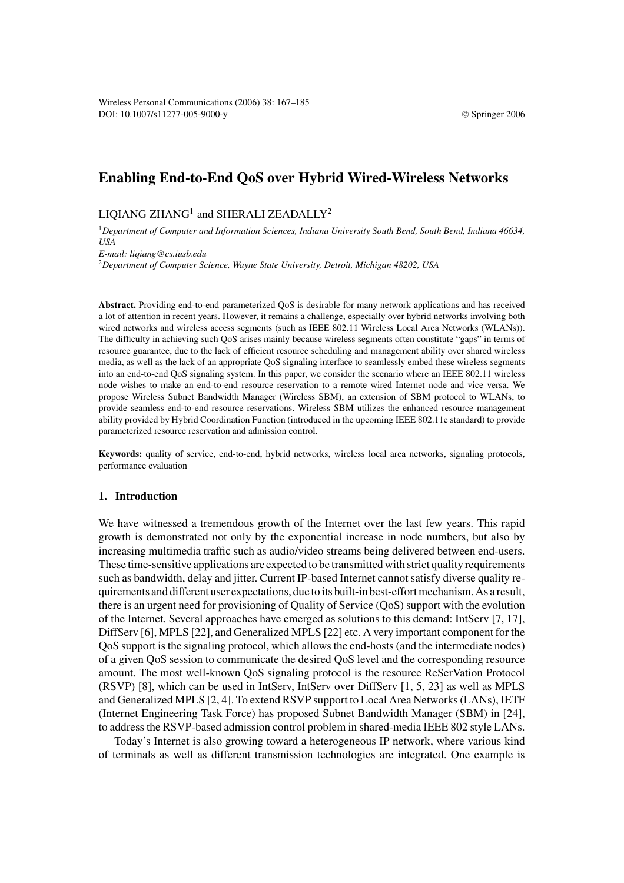# Enabling End-to-End QoS over Hybrid Wired-Wireless Networks

LIQIANG ZHANG[1] and SHERALI ZEADALLY[2]

[1]*Department of Computer and Information Sciences, Indiana University South Bend, South Bend, Indiana 46634, USA*
*E-mail: liqiang@cs.iusb.edu*
[2]*Department of Computer Science, Wayne State University, Detroit, Michigan 48202, USA*

**Abstract.** Providing end-to-end parameterized QoS is desirable for many network applications and has received a lot of attention in recent years. However, it remains a challenge, especially over hybrid networks involving both wired networks and wireless access segments (such as IEEE 802.11 Wireless Local Area Networks (WLANs)). The difficulty in achieving such QoS arises mainly because wireless segments often constitute "gaps" in terms of resource guarantee, due to the lack of efficient resource scheduling and management ability over shared wireless media, as well as the lack of an appropriate QoS signaling interface to seamlessly embed these wireless segments into an end-to-end QoS signaling system. In this paper, we consider the scenario where an IEEE 802.11 wireless node wishes to make an end-to-end resource reservation to a remote wired Internet node and vice versa. We propose Wireless Subnet Bandwidth Manager (Wireless SBM), an extension of SBM protocol to WLANs, to provide seamless end-to-end resource reservations. Wireless SBM utilizes the enhanced resource management ability provided by Hybrid Coordination Function (introduced in the upcoming IEEE 802.11e standard) to provide parameterized resource reservation and admission control.

**Keywords:** quality of service, end-to-end, hybrid networks, wireless local area networks, signaling protocols, performance evaluation

## 1. Introduction

We have witnessed a tremendous growth of the Internet over the last few years. This rapid growth is demonstrated not only by the exponential increase in node numbers, but also by increasing multimedia traffic such as audio/video streams being delivered between end-users. These time-sensitive applications are expected to be transmitted with strict quality requirements such as bandwidth, delay and jitter. Current IP-based Internet cannot satisfy diverse quality requirements and different user expectations, due to its built-in best-effort mechanism. As a result, there is an urgent need for provisioning of Quality of Service (QoS) support with the evolution of the Internet. Several approaches have emerged as solutions to this demand: IntServ [7, 17], DiffServ [6], MPLS [22], and Generalized MPLS [22] etc. A very important component for the QoS support is the signaling protocol, which allows the end-hosts (and the intermediate nodes) of a given QoS session to communicate the desired QoS level and the corresponding resource amount. The most well-known QoS signaling protocol is the resource ReSerVation Protocol (RSVP) [8], which can be used in IntServ, IntServ over DiffServ [1, 5, 23] as well as MPLS and Generalized MPLS [2, 4]. To extend RSVP support to Local Area Networks (LANs), IETF (Internet Engineering Task Force) has proposed Subnet Bandwidth Manager (SBM) in [24], to address the RSVP-based admission control problem in shared-media IEEE 802 style LANs.

Today's Internet is also growing toward a heterogeneous IP network, where various kind of terminals as well as different transmission technologies are integrated. One example is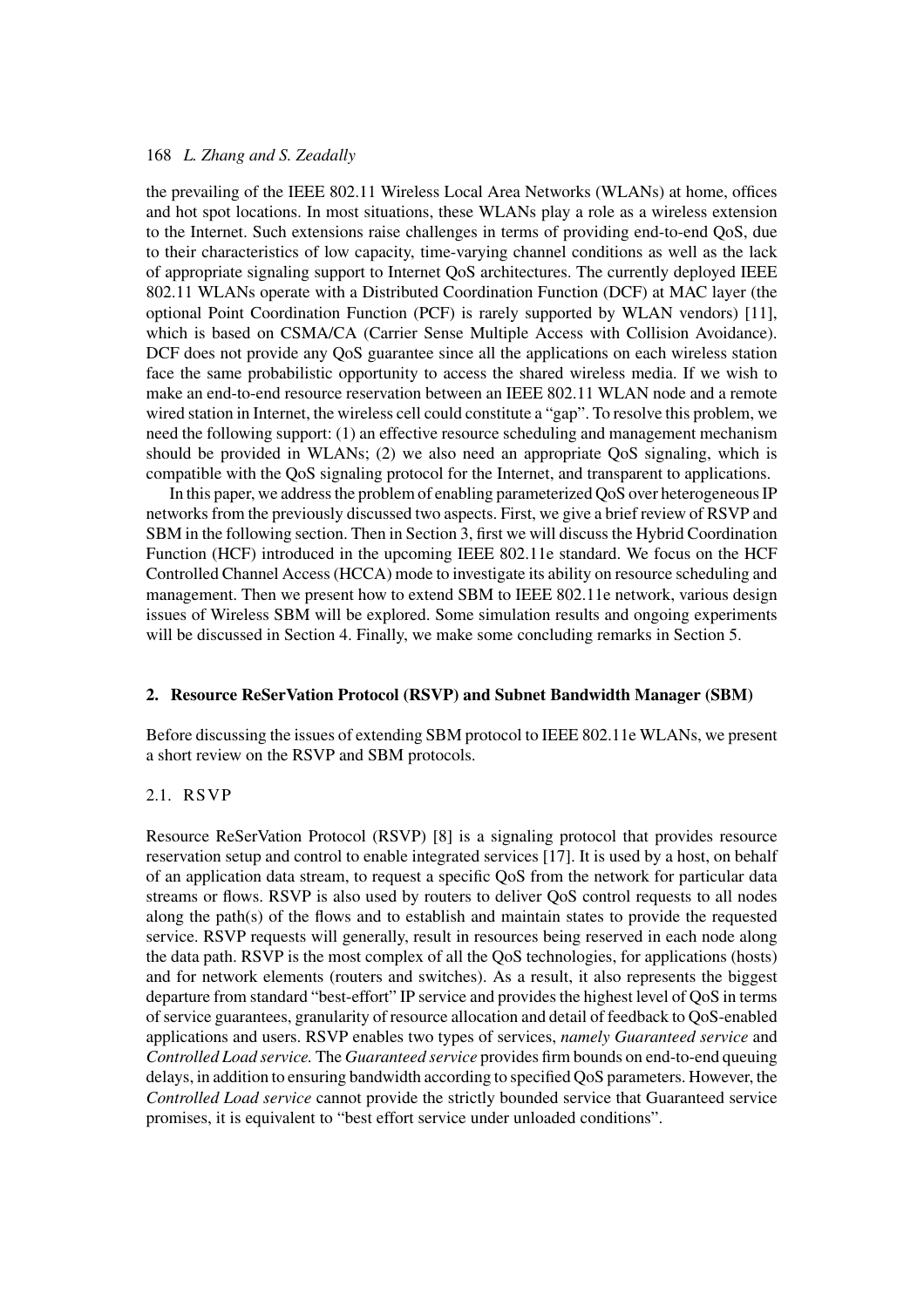the prevailing of the IEEE 802.11 Wireless Local Area Networks (WLANs) at home, offices and hot spot locations. In most situations, these WLANs play a role as a wireless extension to the Internet. Such extensions raise challenges in terms of providing end-to-end QoS, due to their characteristics of low capacity, time-varying channel conditions as well as the lack of appropriate signaling support to Internet QoS architectures. The currently deployed IEEE 802.11 WLANs operate with a Distributed Coordination Function (DCF) at MAC layer (the optional Point Coordination Function (PCF) is rarely supported by WLAN vendors) [11], which is based on CSMA/CA (Carrier Sense Multiple Access with Collision Avoidance). DCF does not provide any QoS guarantee since all the applications on each wireless station face the same probabilistic opportunity to access the shared wireless media. If we wish to make an end-to-end resource reservation between an IEEE 802.11 WLAN node and a remote wired station in Internet, the wireless cell could constitute a "gap". To resolve this problem, we need the following support: (1) an effective resource scheduling and management mechanism should be provided in WLANs; (2) we also need an appropriate QoS signaling, which is compatible with the QoS signaling protocol for the Internet, and transparent to applications.

In this paper, we address the problem of enabling parameterized QoS over heterogeneous IP networks from the previously discussed two aspects. First, we give a brief review of RSVP and SBM in the following section. Then in Section 3, first we will discuss the Hybrid Coordination Function (HCF) introduced in the upcoming IEEE 802.11e standard. We focus on the HCF Controlled Channel Access (HCCA) mode to investigate its ability on resource scheduling and management. Then we present how to extend SBM to IEEE 802.11e network, various design issues of Wireless SBM will be explored. Some simulation results and ongoing experiments will be discussed in Section 4. Finally, we make some concluding remarks in Section 5.

## 2. Resource ReSerVation Protocol (RSVP) and Subnet Bandwidth Manager (SBM)

Before discussing the issues of extending SBM protocol to IEEE 802.11e WLANs, we present a short review on the RSVP and SBM protocols.

### 2.1. RSVP

Resource ReSerVation Protocol (RSVP) [8] is a signaling protocol that provides resource reservation setup and control to enable integrated services [17]. It is used by a host, on behalf of an application data stream, to request a specific QoS from the network for particular data streams or flows. RSVP is also used by routers to deliver QoS control requests to all nodes along the path(s) of the flows and to establish and maintain states to provide the requested service. RSVP requests will generally, result in resources being reserved in each node along the data path. RSVP is the most complex of all the QoS technologies, for applications (hosts) and for network elements (routers and switches). As a result, it also represents the biggest departure from standard "best-effort" IP service and provides the highest level of QoS in terms of service guarantees, granularity of resource allocation and detail of feedback to QoS-enabled applications and users. RSVP enables two types of services, *namely Guaranteed service* and *Controlled Load service.* The *Guaranteed service* provides firm bounds on end-to-end queuing delays, in addition to ensuring bandwidth according to specified QoS parameters. However, the *Controlled Load service* cannot provide the strictly bounded service that Guaranteed service promises, it is equivalent to "best effort service under unloaded conditions".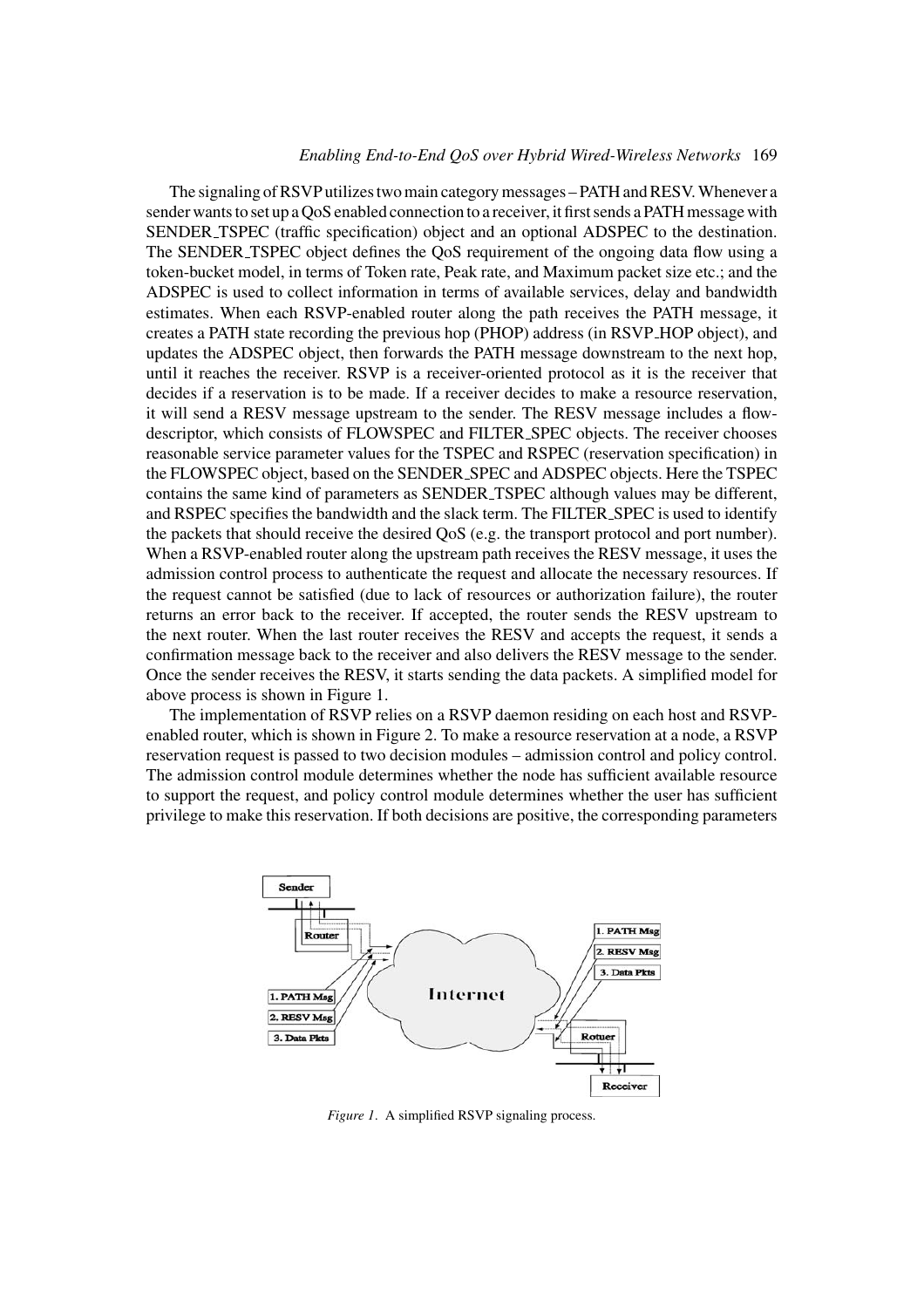The signaling of RSVP utilizes two main category messages – PATH and RESV. Whenever a sender wants to set up a QoS enabled connection to a receiver, it first sends a PATH message with SENDER_TSPEC (traffic specification) object and an optional ADSPEC to the destination. The SENDER_TSPEC object defines the QoS requirement of the ongoing data flow using a token-bucket model, in terms of Token rate, Peak rate, and Maximum packet size etc.; and the ADSPEC is used to collect information in terms of available services, delay and bandwidth estimates. When each RSVP-enabled router along the path receives the PATH message, it creates a PATH state recording the previous hop (PHOP) address (in RSVP_HOP object), and updates the ADSPEC object, then forwards the PATH message downstream to the next hop, until it reaches the receiver. RSVP is a receiver-oriented protocol as it is the receiver that decides if a reservation is to be made. If a receiver decides to make a resource reservation, it will send a RESV message upstream to the sender. The RESV message includes a flow-descriptor, which consists of FLOWSPEC and FILTER_SPEC objects. The receiver chooses reasonable service parameter values for the TSPEC and RSPEC (reservation specification) in the FLOWSPEC object, based on the SENDER_SPEC and ADSPEC objects. Here the TSPEC contains the same kind of parameters as SENDER_TSPEC although values may be different, and RSPEC specifies the bandwidth and the slack term. The FILTER_SPEC is used to identify the packets that should receive the desired QoS (e.g. the transport protocol and port number). When a RSVP-enabled router along the upstream path receives the RESV message, it uses the admission control process to authenticate the request and allocate the necessary resources. If the request cannot be satisfied (due to lack of resources or authorization failure), the router returns an error back to the receiver. If accepted, the router sends the RESV upstream to the next router. When the last router receives the RESV and accepts the request, it sends a confirmation message back to the receiver and also delivers the RESV message to the sender. Once the sender receives the RESV, it starts sending the data packets. A simplified model for above process is shown in Figure 1.

The implementation of RSVP relies on a RSVP daemon residing on each host and RSVP-enabled router, which is shown in Figure 2. To make a resource reservation at a node, a RSVP reservation request is passed to two decision modules – admission control and policy control. The admission control module determines whether the node has sufficient available resource to support the request, and policy control module determines whether the user has sufficient privilege to make this reservation. If both decisions are positive, the corresponding parameters

*Figure 1*. A simplified RSVP signaling process.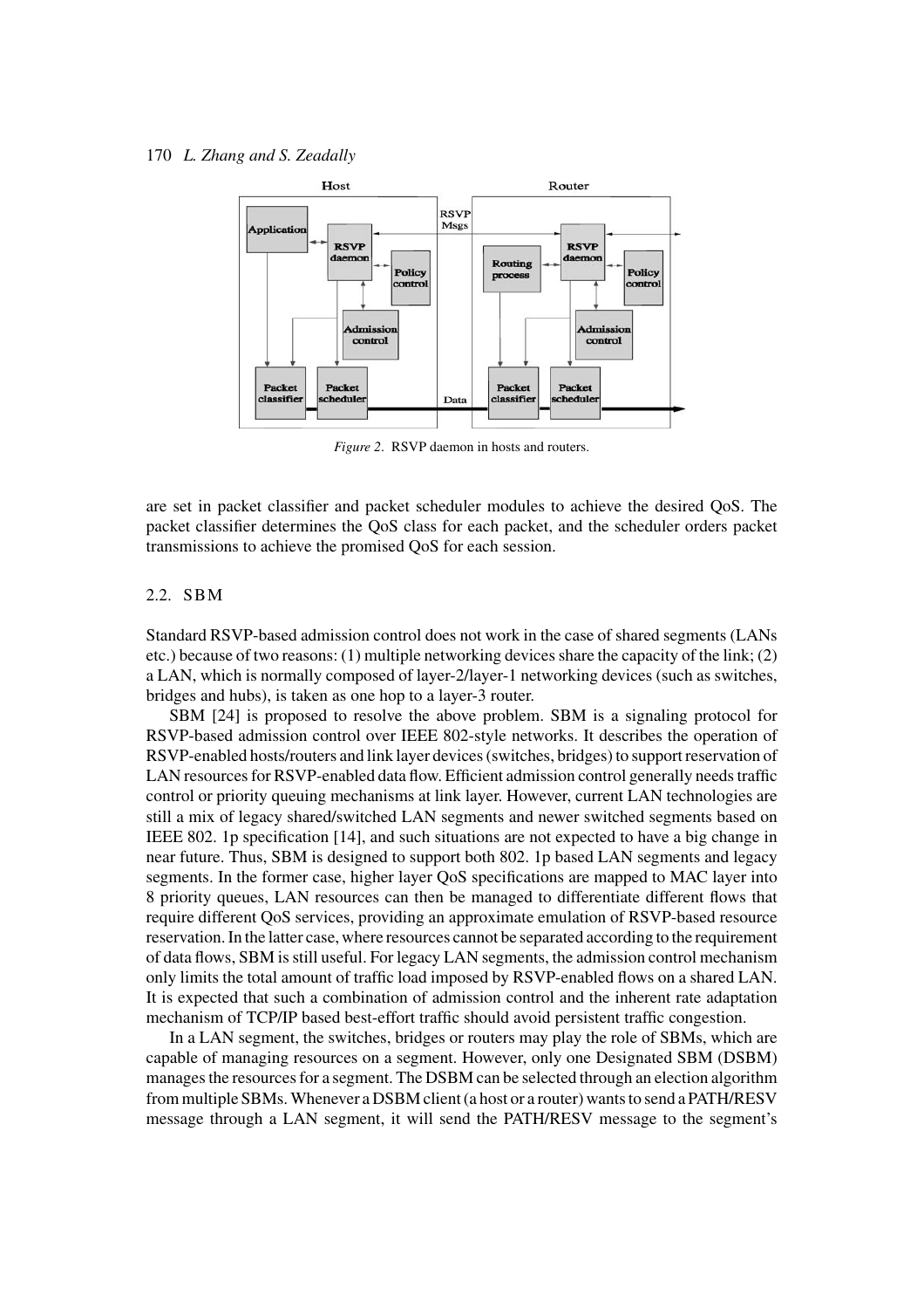*Figure 2*. RSVP daemon in hosts and routers.

are set in packet classifier and packet scheduler modules to achieve the desired QoS. The packet classifier determines the QoS class for each packet, and the scheduler orders packet transmissions to achieve the promised QoS for each session.

### 2.2. SBM

Standard RSVP-based admission control does not work in the case of shared segments (LANs etc.) because of two reasons: (1) multiple networking devices share the capacity of the link; (2) a LAN, which is normally composed of layer-2/layer-1 networking devices (such as switches, bridges and hubs), is taken as one hop to a layer-3 router.

SBM [24] is proposed to resolve the above problem. SBM is a signaling protocol for RSVP-based admission control over IEEE 802-style networks. It describes the operation of RSVP-enabled hosts/routers and link layer devices (switches, bridges) to support reservation of LAN resources for RSVP-enabled data flow. Efficient admission control generally needs traffic control or priority queuing mechanisms at link layer. However, current LAN technologies are still a mix of legacy shared/switched LAN segments and newer switched segments based on IEEE 802. 1p specification [14], and such situations are not expected to have a big change in near future. Thus, SBM is designed to support both 802. 1p based LAN segments and legacy segments. In the former case, higher layer QoS specifications are mapped to MAC layer into 8 priority queues, LAN resources can then be managed to differentiate different flows that require different QoS services, providing an approximate emulation of RSVP-based resource reservation. In the latter case, where resources cannot be separated according to the requirement of data flows, SBM is still useful. For legacy LAN segments, the admission control mechanism only limits the total amount of traffic load imposed by RSVP-enabled flows on a shared LAN. It is expected that such a combination of admission control and the inherent rate adaptation mechanism of TCP/IP based best-effort traffic should avoid persistent traffic congestion.

In a LAN segment, the switches, bridges or routers may play the role of SBMs, which are capable of managing resources on a segment. However, only one Designated SBM (DSBM) manages the resources for a segment. The DSBM can be selected through an election algorithm from multiple SBMs. Whenever a DSBM client (a host or a router) wants to send a PATH/RESV message through a LAN segment, it will send the PATH/RESV message to the segment's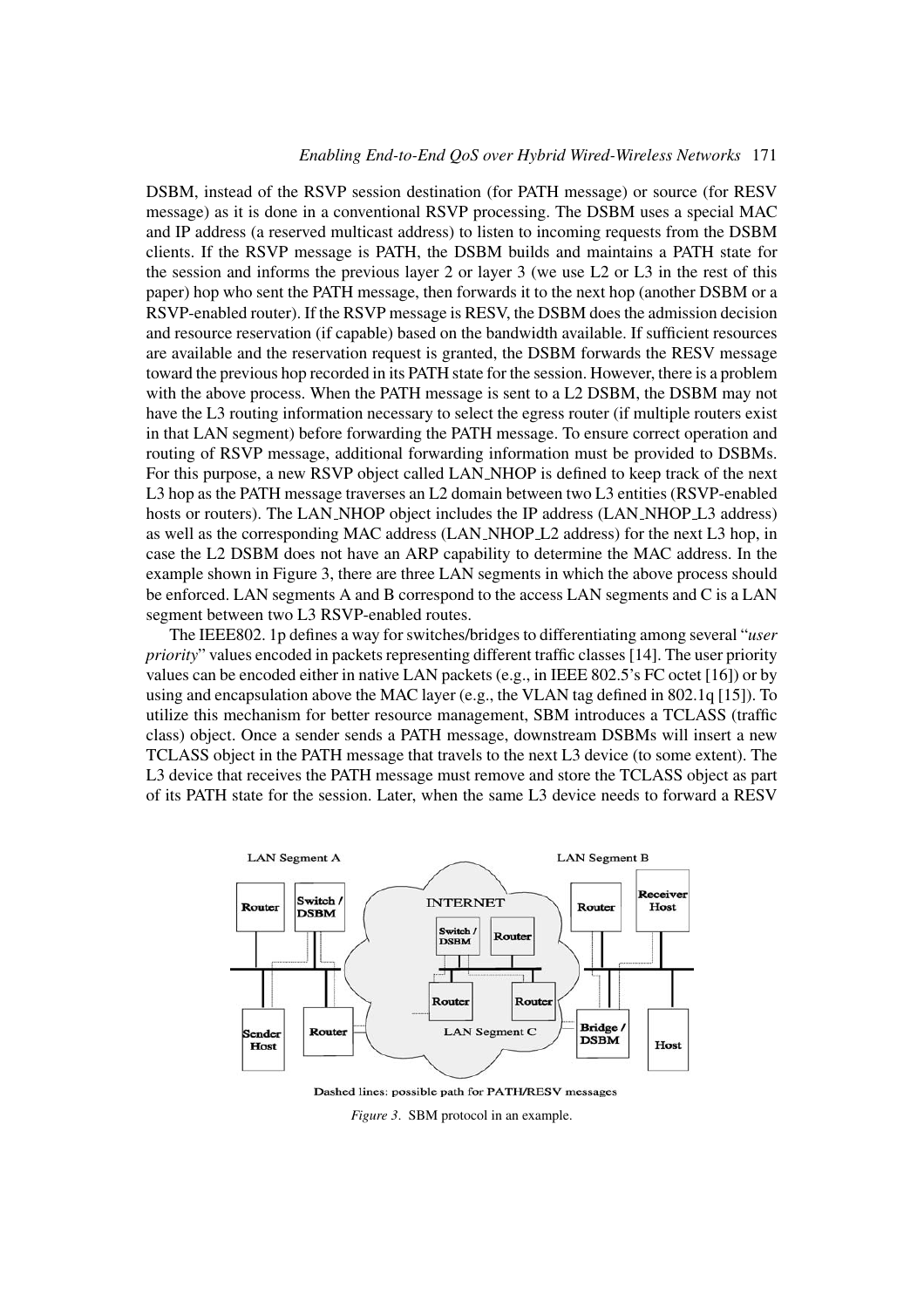DSBM, instead of the RSVP session destination (for PATH message) or source (for RESV message) as it is done in a conventional RSVP processing. The DSBM uses a special MAC and IP address (a reserved multicast address) to listen to incoming requests from the DSBM clients. If the RSVP message is PATH, the DSBM builds and maintains a PATH state for the session and informs the previous layer 2 or layer 3 (we use L2 or L3 in the rest of this paper) hop who sent the PATH message, then forwards it to the next hop (another DSBM or a RSVP-enabled router). If the RSVP message is RESV, the DSBM does the admission decision and resource reservation (if capable) based on the bandwidth available. If sufficient resources are available and the reservation request is granted, the DSBM forwards the RESV message toward the previous hop recorded in its PATH state for the session. However, there is a problem with the above process. When the PATH message is sent to a L2 DSBM, the DSBM may not have the L3 routing information necessary to select the egress router (if multiple routers exist in that LAN segment) before forwarding the PATH message. To ensure correct operation and routing of RSVP message, additional forwarding information must be provided to DSBMs. For this purpose, a new RSVP object called LAN_NHOP is defined to keep track of the next L3 hop as the PATH message traverses an L2 domain between two L3 entities (RSVP-enabled hosts or routers). The LAN_NHOP object includes the IP address (LAN_NHOP_L3 address) as well as the corresponding MAC address (LAN_NHOP_L2 address) for the next L3 hop, in case the L2 DSBM does not have an ARP capability to determine the MAC address. In the example shown in Figure 3, there are three LAN segments in which the above process should be enforced. LAN segments A and B correspond to the access LAN segments and C is a LAN segment between two L3 RSVP-enabled routes.

The IEEE802. 1p defines a way for switches/bridges to differentiating among several "*user priority*" values encoded in packets representing different traffic classes [14]. The user priority values can be encoded either in native LAN packets (e.g., in IEEE 802.5's FC octet [16]) or by using and encapsulation above the MAC layer (e.g., the VLAN tag defined in 802.1q [15]). To utilize this mechanism for better resource management, SBM introduces a TCLASS (traffic class) object. Once a sender sends a PATH message, downstream DSBMs will insert a new TCLASS object in the PATH message that travels to the next L3 device (to some extent). The L3 device that receives the PATH message must remove and store the TCLASS object as part of its PATH state for the session. Later, when the same L3 device needs to forward a RESV

*Figure 3*. SBM protocol in an example.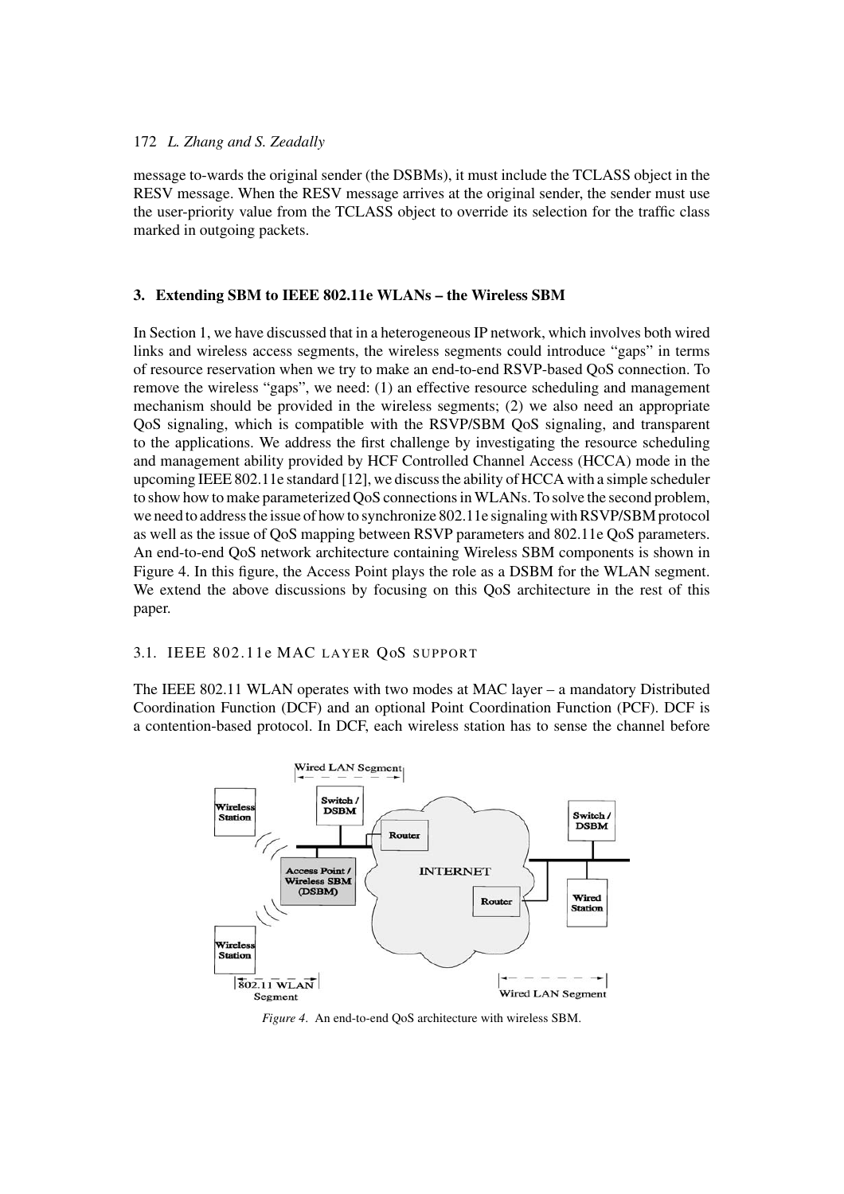message to-wards the original sender (the DSBMs), it must include the TCLASS object in the RESV message. When the RESV message arrives at the original sender, the sender must use the user-priority value from the TCLASS object to override its selection for the traffic class marked in outgoing packets.

## 3. Extending SBM to IEEE 802.11e WLANs – the Wireless SBM

In Section 1, we have discussed that in a heterogeneous IP network, which involves both wired links and wireless access segments, the wireless segments could introduce "gaps" in terms of resource reservation when we try to make an end-to-end RSVP-based QoS connection. To remove the wireless "gaps", we need: (1) an effective resource scheduling and management mechanism should be provided in the wireless segments; (2) we also need an appropriate QoS signaling, which is compatible with the RSVP/SBM QoS signaling, and transparent to the applications. We address the first challenge by investigating the resource scheduling and management ability provided by HCF Controlled Channel Access (HCCA) mode in the upcoming IEEE 802.11e standard [12], we discuss the ability of HCCA with a simple scheduler to show how to make parameterized QoS connections in WLANs. To solve the second problem, we need to address the issue of how to synchronize 802.11e signaling with RSVP/SBM protocol as well as the issue of QoS mapping between RSVP parameters and 802.11e QoS parameters. An end-to-end QoS network architecture containing Wireless SBM components is shown in Figure 4. In this figure, the Access Point plays the role as a DSBM for the WLAN segment. We extend the above discussions by focusing on this QoS architecture in the rest of this paper.

### 3.1. IEEE 802.11e MAC layer QoS support

The IEEE 802.11 WLAN operates with two modes at MAC layer – a mandatory Distributed Coordination Function (DCF) and an optional Point Coordination Function (PCF). DCF is a contention-based protocol. In DCF, each wireless station has to sense the channel before

*Figure 4.* An end-to-end QoS architecture with wireless SBM.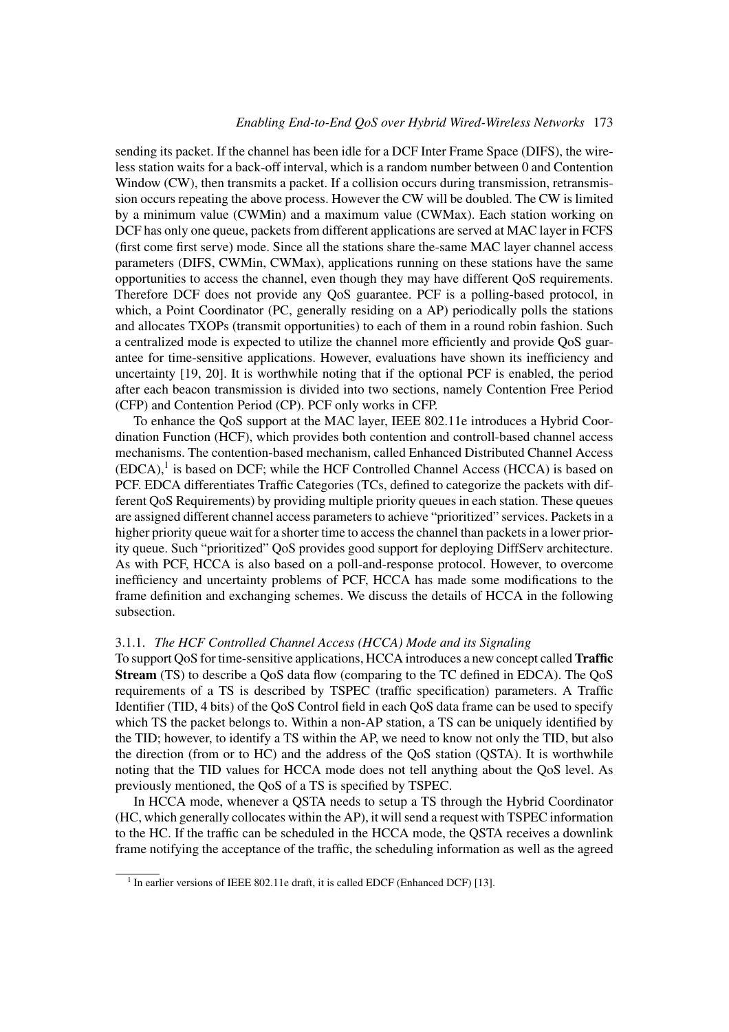sending its packet. If the channel has been idle for a DCF Inter Frame Space (DIFS), the wireless station waits for a back-off interval, which is a random number between 0 and Contention Window (CW), then transmits a packet. If a collision occurs during transmission, retransmission occurs repeating the above process. However the CW will be doubled. The CW is limited by a minimum value (CWMin) and a maximum value (CWMax). Each station working on DCF has only one queue, packets from different applications are served at MAC layer in FCFS (first come first serve) mode. Since all the stations share the-same MAC layer channel access parameters (DIFS, CWMin, CWMax), applications running on these stations have the same opportunities to access the channel, even though they may have different QoS requirements. Therefore DCF does not provide any QoS guarantee. PCF is a polling-based protocol, in which, a Point Coordinator (PC, generally residing on a AP) periodically polls the stations and allocates TXOPs (transmit opportunities) to each of them in a round robin fashion. Such a centralized mode is expected to utilize the channel more efficiently and provide QoS guarantee for time-sensitive applications. However, evaluations have shown its inefficiency and uncertainty [19, 20]. It is worthwhile noting that if the optional PCF is enabled, the period after each beacon transmission is divided into two sections, namely Contention Free Period (CFP) and Contention Period (CP). PCF only works in CFP.

To enhance the QoS support at the MAC layer, IEEE 802.11e introduces a Hybrid Coordination Function (HCF), which provides both contention and controll-based channel access mechanisms. The contention-based mechanism, called Enhanced Distributed Channel Access (EDCA),[1] is based on DCF; while the HCF Controlled Channel Access (HCCA) is based on PCF. EDCA differentiates Traffic Categories (TCs, defined to categorize the packets with different QoS Requirements) by providing multiple priority queues in each station. These queues are assigned different channel access parameters to achieve "prioritized" services. Packets in a higher priority queue wait for a shorter time to access the channel than packets in a lower priority queue. Such "prioritized" QoS provides good support for deploying DiffServ architecture. As with PCF, HCCA is also based on a poll-and-response protocol. However, to overcome inefficiency and uncertainty problems of PCF, HCCA has made some modifications to the frame definition and exchanging schemes. We discuss the details of HCCA in the following subsection.

### 3.1.1. *The HCF Controlled Channel Access (HCCA) Mode and its Signaling*

To support QoS for time-sensitive applications, HCCA introduces a new concept called **Traffic Stream** (TS) to describe a QoS data flow (comparing to the TC defined in EDCA). The QoS requirements of a TS is described by TSPEC (traffic specification) parameters. A Traffic Identifier (TID, 4 bits) of the QoS Control field in each QoS data frame can be used to specify which TS the packet belongs to. Within a non-AP station, a TS can be uniquely identified by the TID; however, to identify a TS within the AP, we need to know not only the TID, but also the direction (from or to HC) and the address of the QoS station (QSTA). It is worthwhile noting that the TID values for HCCA mode does not tell anything about the QoS level. As previously mentioned, the QoS of a TS is specified by TSPEC.

In HCCA mode, whenever a QSTA needs to setup a TS through the Hybrid Coordinator (HC, which generally collocates within the AP), it will send a request with TSPEC information to the HC. If the traffic can be scheduled in the HCCA mode, the QSTA receives a downlink frame notifying the acceptance of the traffic, the scheduling information as well as the agreed

[1] In earlier versions of IEEE 802.11e draft, it is called EDCF (Enhanced DCF) [13].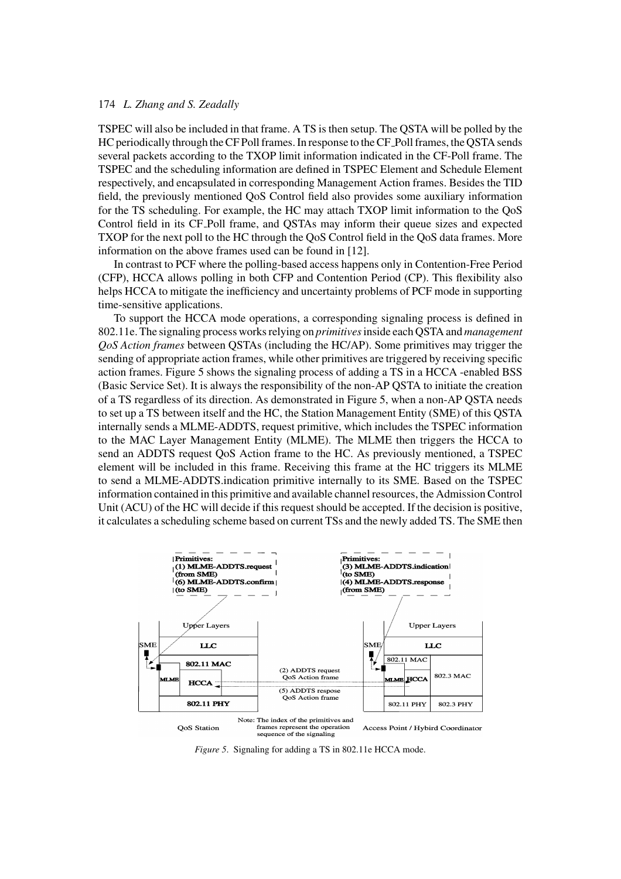TSPEC will also be included in that frame. A TS is then setup. The QSTA will be polled by the HC periodically through the CF Poll frames. In response to the CF_Poll frames, the QSTA sends several packets according to the TXOP limit information indicated in the CF-Poll frame. The TSPEC and the scheduling information are defined in TSPEC Element and Schedule Element respectively, and encapsulated in corresponding Management Action frames. Besides the TID field, the previously mentioned QoS Control field also provides some auxiliary information for the TS scheduling. For example, the HC may attach TXOP limit information to the QoS Control field in its CF_Poll frame, and QSTAs may inform their queue sizes and expected TXOP for the next poll to the HC through the QoS Control field in the QoS data frames. More information on the above frames used can be found in [12].

In contrast to PCF where the polling-based access happens only in Contention-Free Period (CFP), HCCA allows polling in both CFP and Contention Period (CP). This flexibility also helps HCCA to mitigate the inefficiency and uncertainty problems of PCF mode in supporting time-sensitive applications.

To support the HCCA mode operations, a corresponding signaling process is defined in 802.11e. The signaling process works relying on *primitives* inside each QSTA and *management QoS Action frames* between QSTAs (including the HC/AP). Some primitives may trigger the sending of appropriate action frames, while other primitives are triggered by receiving specific action frames. Figure 5 shows the signaling process of adding a TS in a HCCA -enabled BSS (Basic Service Set). It is always the responsibility of the non-AP QSTA to initiate the creation of a TS regardless of its direction. As demonstrated in Figure 5, when a non-AP QSTA needs to set up a TS between itself and the HC, the Station Management Entity (SME) of this QSTA internally sends a MLME-ADDTS, request primitive, which includes the TSPEC information to the MAC Layer Management Entity (MLME). The MLME then triggers the HCCA to send an ADDTS request QoS Action frame to the HC. As previously mentioned, a TSPEC element will be included in this frame. Receiving this frame at the HC triggers its MLME to send a MLME-ADDTS.indication primitive internally to its SME. Based on the TSPEC information contained in this primitive and available channel resources, the Admission Control Unit (ACU) of the HC will decide if this request should be accepted. If the decision is positive, it calculates a scheduling scheme based on current TSs and the newly added TS. The SME then

*Figure 5*. Signaling for adding a TS in 802.11e HCCA mode.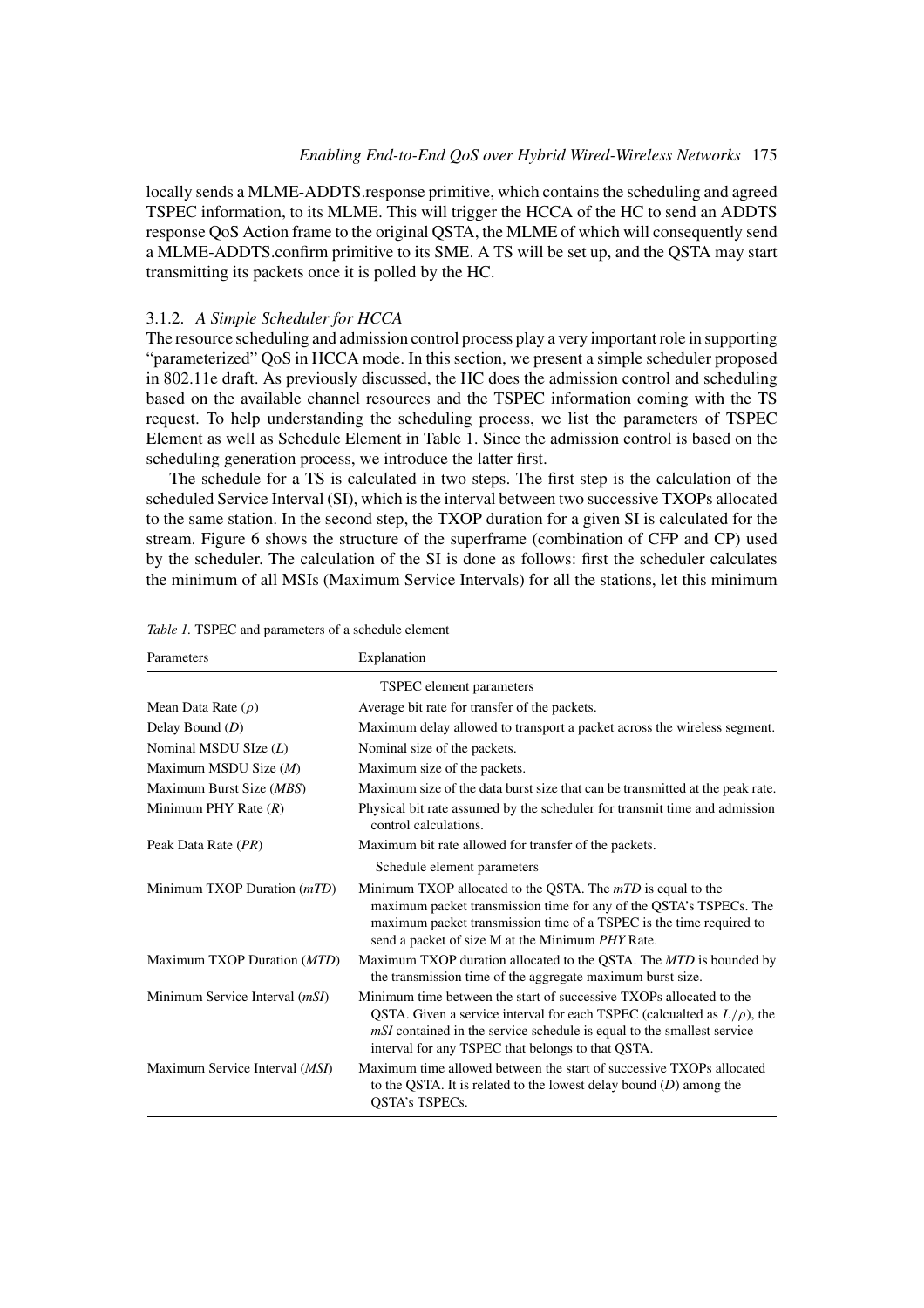locally sends a MLME-ADDTS.response primitive, which contains the scheduling and agreed TSPEC information, to its MLME. This will trigger the HCCA of the HC to send an ADDTS response QoS Action frame to the original QSTA, the MLME of which will consequently send a MLME-ADDTS.confirm primitive to its SME. A TS will be set up, and the QSTA may start transmitting its packets once it is polled by the HC.

### 3.1.2. *A Simple Scheduler for HCCA*

The resource scheduling and admission control process play a very important role in supporting "parameterized" QoS in HCCA mode. In this section, we present a simple scheduler proposed in 802.11e draft. As previously discussed, the HC does the admission control and scheduling based on the available channel resources and the TSPEC information coming with the TS request. To help understanding the scheduling process, we list the parameters of TSPEC Element as well as Schedule Element in Table 1. Since the admission control is based on the scheduling generation process, we introduce the latter first.

The schedule for a TS is calculated in two steps. The first step is the calculation of the scheduled Service Interval (SI), which is the interval between two successive TXOPs allocated to the same station. In the second step, the TXOP duration for a given SI is calculated for the stream. Figure 6 shows the structure of the superframe (combination of CFP and CP) used by the scheduler. The calculation of the SI is done as follows: first the scheduler calculates the minimum of all MSIs (Maximum Service Intervals) for all the stations, let this minimum

*Table 1.* TSPEC and parameters of a schedule element

| Parameters | Explanation |
|---|---|
| | TSPEC element parameters |
| Mean Data Rate ($\rho$) | Average bit rate for transfer of the packets. |
| Delay Bound ($D$) | Maximum delay allowed to transport a packet across the wireless segment. |
| Nominal MSDU SIze ($L$) | Nominal size of the packets. |
| Maximum MSDU Size ($M$) | Maximum size of the packets. |
| Maximum Burst Size (*MBS*) | Maximum size of the data burst size that can be transmitted at the peak rate. |
| Minimum PHY Rate ($R$) | Physical bit rate assumed by the scheduler for transmit time and admission control calculations. |
| Peak Data Rate (*PR*) | Maximum bit rate allowed for transfer of the packets. |
| | Schedule element parameters |
| Minimum TXOP Duration (*mTD*) | Minimum TXOP allocated to the QSTA. The *mTD* is equal to the maximum packet transmission time for any of the QSTA's TSPECs. The maximum packet transmission time of a TSPEC is the time required to send a packet of size M at the Minimum *PHY* Rate. |
| Maximum TXOP Duration (*MTD*) | Maximum TXOP duration allocated to the QSTA. The *MTD* is bounded by the transmission time of the aggregate maximum burst size. |
| Minimum Service Interval (*mSI*) | Minimum time between the start of successive TXOPs allocated to the QSTA. Given a service interval for each TSPEC (calcualted as $L/\rho$), the *mSI* contained in the service schedule is equal to the smallest service interval for any TSPEC that belongs to that QSTA. |
| Maximum Service Interval (*MSI*) | Maximum time allowed between the start of successive TXOPs allocated to the QSTA. It is related to the lowest delay bound ($D$) among the QSTA's TSPECs. |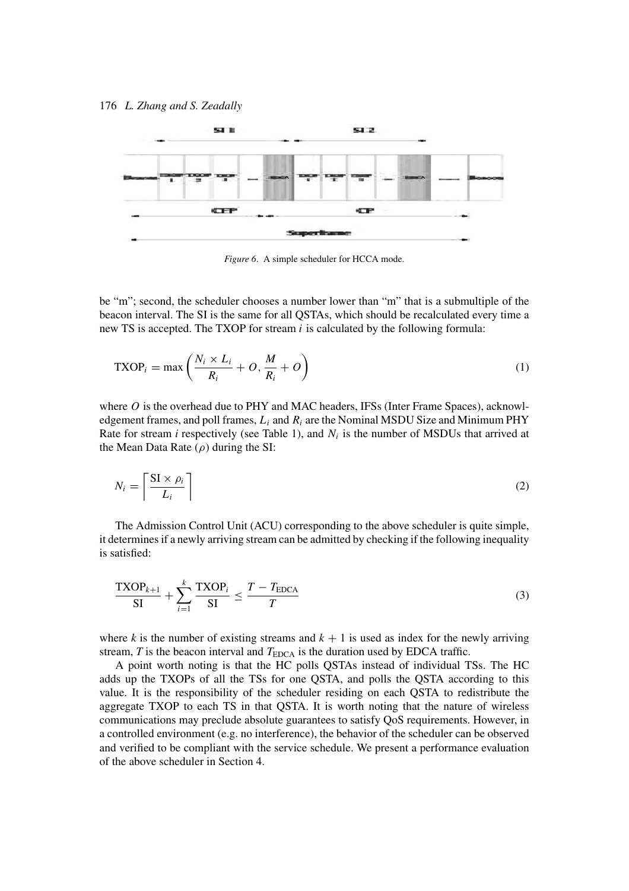Figure 6. A simple scheduler for HCCA mode.

be "m"; second, the scheduler chooses a number lower than "m" that is a submultiple of the beacon interval. The SI is the same for all QSTAs, which should be recalculated every time a new TS is accepted. The TXOP for stream $i$ is calculated by the following formula:

$$\text{TXOP}_i = \max\left(\frac{N_i \times L_i}{R_i} + O, \frac{M}{R_i} + O\right) \tag{1}$$

where $O$ is the overhead due to PHY and MAC headers, IFSs (Inter Frame Spaces), acknowledgement frames, and poll frames, $L_i$ and $R_i$ are the Nominal MSDU Size and Minimum PHY Rate for stream $i$ respectively (see Table 1), and $N_i$ is the number of MSDUs that arrived at the Mean Data Rate ($\rho$) during the SI:

$$N_i = \left\lceil \frac{\text{SI} \times \rho_i}{L_i} \right\rceil \tag{2}$$

The Admission Control Unit (ACU) corresponding to the above scheduler is quite simple, it determines if a newly arriving stream can be admitted by checking if the following inequality is satisfied:

$$\frac{\text{TXOP}_{k+1}}{\text{SI}} + \sum_{i=1}^{k} \frac{\text{TXOP}_i}{\text{SI}} \leq \frac{T - T_{\text{EDCA}}}{T} \tag{3}$$

where $k$ is the number of existing streams and $k + 1$ is used as index for the newly arriving stream, $T$ is the beacon interval and $T_{\text{EDCA}}$ is the duration used by EDCA traffic.

A point worth noting is that the HC polls QSTAs instead of individual TSs. The HC adds up the TXOPs of all the TSs for one QSTA, and polls the QSTA according to this value. It is the responsibility of the scheduler residing on each QSTA to redistribute the aggregate TXOP to each TS in that QSTA. It is worth noting that the nature of wireless communications may preclude absolute guarantees to satisfy QoS requirements. However, in a controlled environment (e.g. no interference), the behavior of the scheduler can be observed and verified to be compliant with the service schedule. We present a performance evaluation of the above scheduler in Section 4.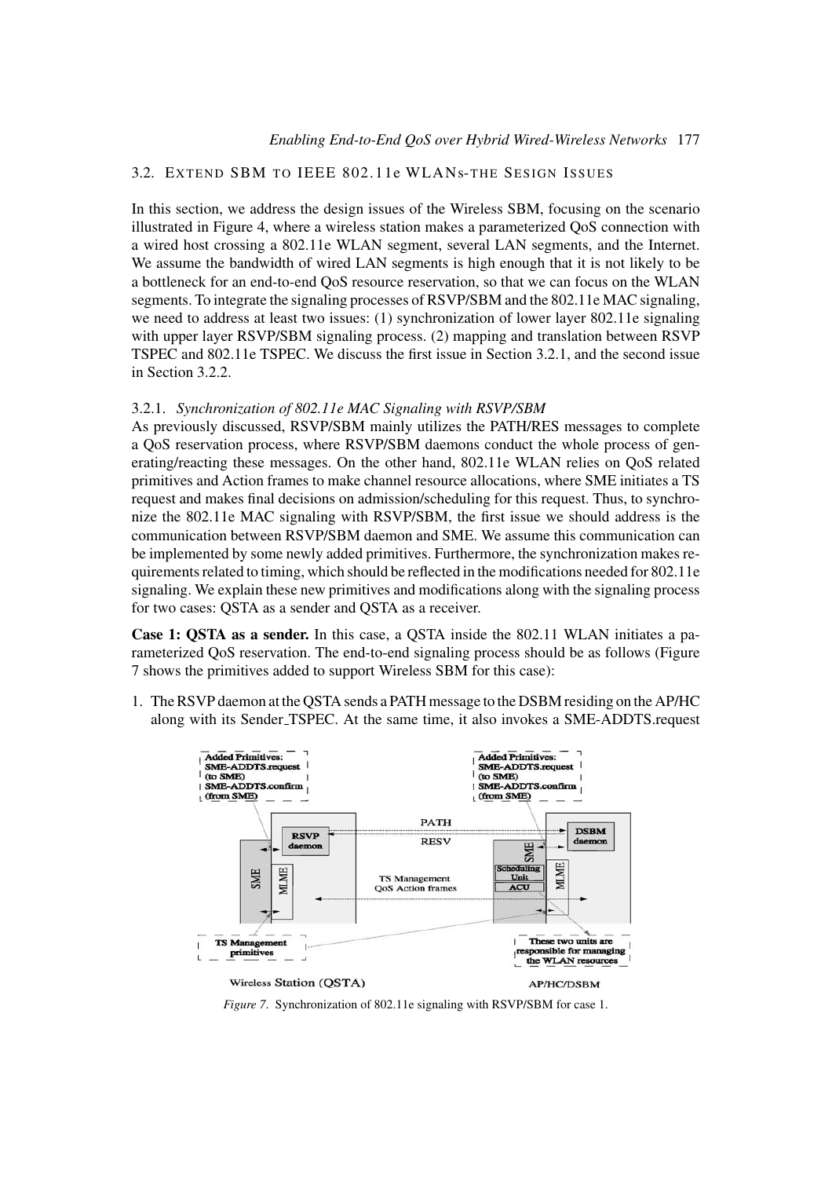### 3.2. Extend SBM to IEEE 802.11e WLANs-the Sesign Issues

In this section, we address the design issues of the Wireless SBM, focusing on the scenario illustrated in Figure 4, where a wireless station makes a parameterized QoS connection with a wired host crossing a 802.11e WLAN segment, several LAN segments, and the Internet. We assume the bandwidth of wired LAN segments is high enough that it is not likely to be a bottleneck for an end-to-end QoS resource reservation, so that we can focus on the WLAN segments. To integrate the signaling processes of RSVP/SBM and the 802.11e MAC signaling, we need to address at least two issues: (1) synchronization of lower layer 802.11e signaling with upper layer RSVP/SBM signaling process. (2) mapping and translation between RSVP TSPEC and 802.11e TSPEC. We discuss the first issue in Section 3.2.1, and the second issue in Section 3.2.2.

#### 3.2.1. *Synchronization of 802.11e MAC Signaling with RSVP/SBM*

As previously discussed, RSVP/SBM mainly utilizes the PATH/RES messages to complete a QoS reservation process, where RSVP/SBM daemons conduct the whole process of generating/reacting these messages. On the other hand, 802.11e WLAN relies on QoS related primitives and Action frames to make channel resource allocations, where SME initiates a TS request and makes final decisions on admission/scheduling for this request. Thus, to synchronize the 802.11e MAC signaling with RSVP/SBM, the first issue we should address is the communication between RSVP/SBM daemon and SME. We assume this communication can be implemented by some newly added primitives. Furthermore, the synchronization makes requirements related to timing, which should be reflected in the modifications needed for 802.11e signaling. We explain these new primitives and modifications along with the signaling process for two cases: QSTA as a sender and QSTA as a receiver.

**Case 1: QSTA as a sender.** In this case, a QSTA inside the 802.11 WLAN initiates a parameterized QoS reservation. The end-to-end signaling process should be as follows (Figure 7 shows the primitives added to support Wireless SBM for this case):

1. The RSVP daemon at the QSTA sends a PATH message to the DSBM residing on the AP/HC along with its Sender_TSPEC. At the same time, it also invokes a SME-ADDTS.request

*Figure 7.* Synchronization of 802.11e signaling with RSVP/SBM for case 1.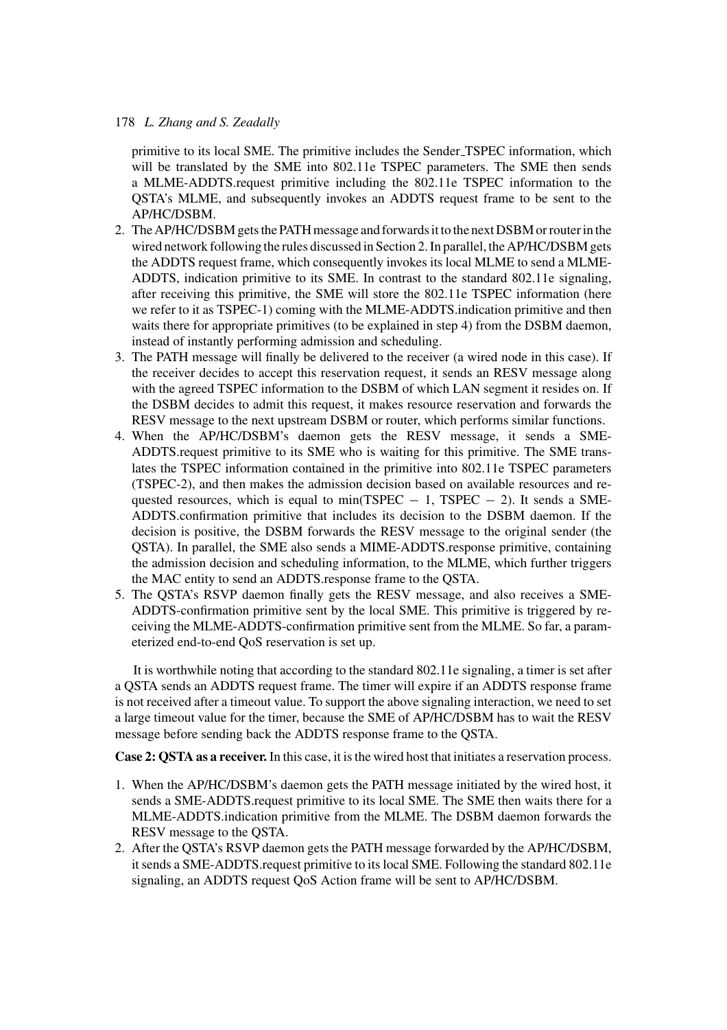primitive to its local SME. The primitive includes the Sender_TSPEC information, which will be translated by the SME into 802.11e TSPEC parameters. The SME then sends a MLME-ADDTS.request primitive including the 802.11e TSPEC information to the QSTA's MLME, and subsequently invokes an ADDTS request frame to be sent to the AP/HC/DSBM.

2. The AP/HC/DSBM gets the PATH message and forwards it to the next DSBM or router in the wired network following the rules discussed in Section 2. In parallel, the AP/HC/DSBM gets the ADDTS request frame, which consequently invokes its local MLME to send a MLME-ADDTS, indication primitive to its SME. In contrast to the standard 802.11e signaling, after receiving this primitive, the SME will store the 802.11e TSPEC information (here we refer to it as TSPEC-1) coming with the MLME-ADDTS.indication primitive and then waits there for appropriate primitives (to be explained in step 4) from the DSBM daemon, instead of instantly performing admission and scheduling.
3. The PATH message will finally be delivered to the receiver (a wired node in this case). If the receiver decides to accept this reservation request, it sends an RESV message along with the agreed TSPEC information to the DSBM of which LAN segment it resides on. If the DSBM decides to admit this request, it makes resource reservation and forwards the RESV message to the next upstream DSBM or router, which performs similar functions.
4. When the AP/HC/DSBM's daemon gets the RESV message, it sends a SME-ADDTS.request primitive to its SME who is waiting for this primitive. The SME translates the TSPEC information contained in the primitive into 802.11e TSPEC parameters (TSPEC-2), and then makes the admission decision based on available resources and requested resources, which is equal to min(TSPEC − 1, TSPEC − 2). It sends a SME-ADDTS.confirmation primitive that includes its decision to the DSBM daemon. If the decision is positive, the DSBM forwards the RESV message to the original sender (the QSTA). In parallel, the SME also sends a MIME-ADDTS.response primitive, containing the admission decision and scheduling information, to the MLME, which further triggers the MAC entity to send an ADDTS.response frame to the QSTA.
5. The QSTA's RSVP daemon finally gets the RESV message, and also receives a SME-ADDTS-confirmation primitive sent by the local SME. This primitive is triggered by receiving the MLME-ADDTS-confirmation primitive sent from the MLME. So far, a parameterized end-to-end QoS reservation is set up.

It is worthwhile noting that according to the standard 802.11e signaling, a timer is set after a QSTA sends an ADDTS request frame. The timer will expire if an ADDTS response frame is not received after a timeout value. To support the above signaling interaction, we need to set a large timeout value for the timer, because the SME of AP/HC/DSBM has to wait the RESV message before sending back the ADDTS response frame to the QSTA.

**Case 2: QSTA as a receiver.** In this case, it is the wired host that initiates a reservation process.

1. When the AP/HC/DSBM's daemon gets the PATH message initiated by the wired host, it sends a SME-ADDTS.request primitive to its local SME. The SME then waits there for a MLME-ADDTS.indication primitive from the MLME. The DSBM daemon forwards the RESV message to the QSTA.
2. After the QSTA's RSVP daemon gets the PATH message forwarded by the AP/HC/DSBM, it sends a SME-ADDTS.request primitive to its local SME. Following the standard 802.11e signaling, an ADDTS request QoS Action frame will be sent to AP/HC/DSBM.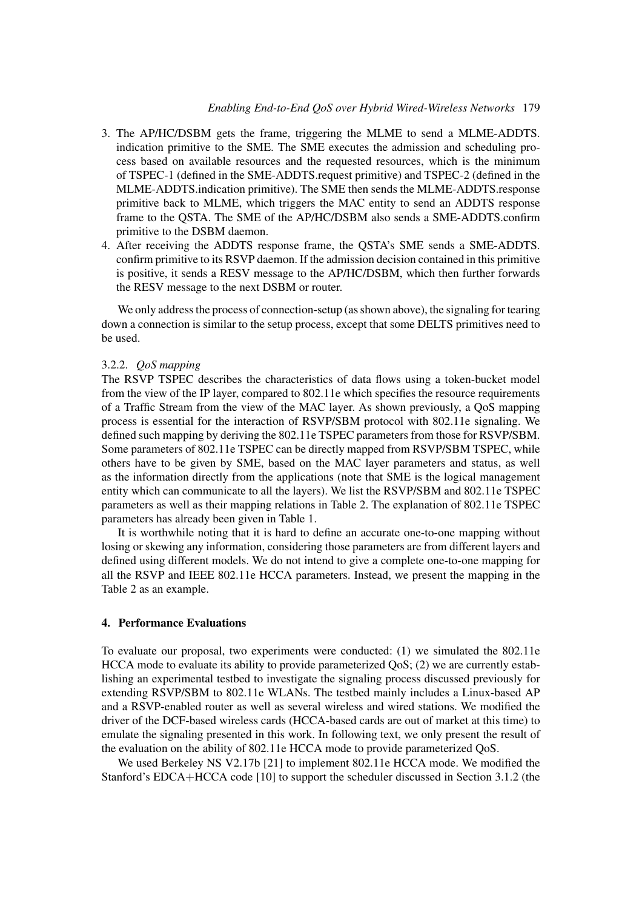3. The AP/HC/DSBM gets the frame, triggering the MLME to send a MLME-ADDTS. indication primitive to the SME. The SME executes the admission and scheduling process based on available resources and the requested resources, which is the minimum of TSPEC-1 (defined in the SME-ADDTS.request primitive) and TSPEC-2 (defined in the MLME-ADDTS.indication primitive). The SME then sends the MLME-ADDTS.response primitive back to MLME, which triggers the MAC entity to send an ADDTS response frame to the QSTA. The SME of the AP/HC/DSBM also sends a SME-ADDTS.confirm primitive to the DSBM daemon.
4. After receiving the ADDTS response frame, the QSTA's SME sends a SME-ADDTS. confirm primitive to its RSVP daemon. If the admission decision contained in this primitive is positive, it sends a RESV message to the AP/HC/DSBM, which then further forwards the RESV message to the next DSBM or router.

We only address the process of connection-setup (as shown above), the signaling for tearing down a connection is similar to the setup process, except that some DELTS primitives need to be used.

#### 3.2.2. *QoS mapping*

The RSVP TSPEC describes the characteristics of data flows using a token-bucket model from the view of the IP layer, compared to 802.11e which specifies the resource requirements of a Traffic Stream from the view of the MAC layer. As shown previously, a QoS mapping process is essential for the interaction of RSVP/SBM protocol with 802.11e signaling. We defined such mapping by deriving the 802.11e TSPEC parameters from those for RSVP/SBM. Some parameters of 802.11e TSPEC can be directly mapped from RSVP/SBM TSPEC, while others have to be given by SME, based on the MAC layer parameters and status, as well as the information directly from the applications (note that SME is the logical management entity which can communicate to all the layers). We list the RSVP/SBM and 802.11e TSPEC parameters as well as their mapping relations in Table 2. The explanation of 802.11e TSPEC parameters has already been given in Table 1.

It is worthwhile noting that it is hard to define an accurate one-to-one mapping without losing or skewing any information, considering those parameters are from different layers and defined using different models. We do not intend to give a complete one-to-one mapping for all the RSVP and IEEE 802.11e HCCA parameters. Instead, we present the mapping in the Table 2 as an example.

## 4. Performance Evaluations

To evaluate our proposal, two experiments were conducted: (1) we simulated the 802.11e HCCA mode to evaluate its ability to provide parameterized QoS; (2) we are currently establishing an experimental testbed to investigate the signaling process discussed previously for extending RSVP/SBM to 802.11e WLANs. The testbed mainly includes a Linux-based AP and a RSVP-enabled router as well as several wireless and wired stations. We modified the driver of the DCF-based wireless cards (HCCA-based cards are out of market at this time) to emulate the signaling presented in this work. In following text, we only present the result of the evaluation on the ability of 802.11e HCCA mode to provide parameterized QoS.

We used Berkeley NS V2.17b [21] to implement 802.11e HCCA mode. We modified the Stanford's EDCA+HCCA code [10] to support the scheduler discussed in Section 3.1.2 (the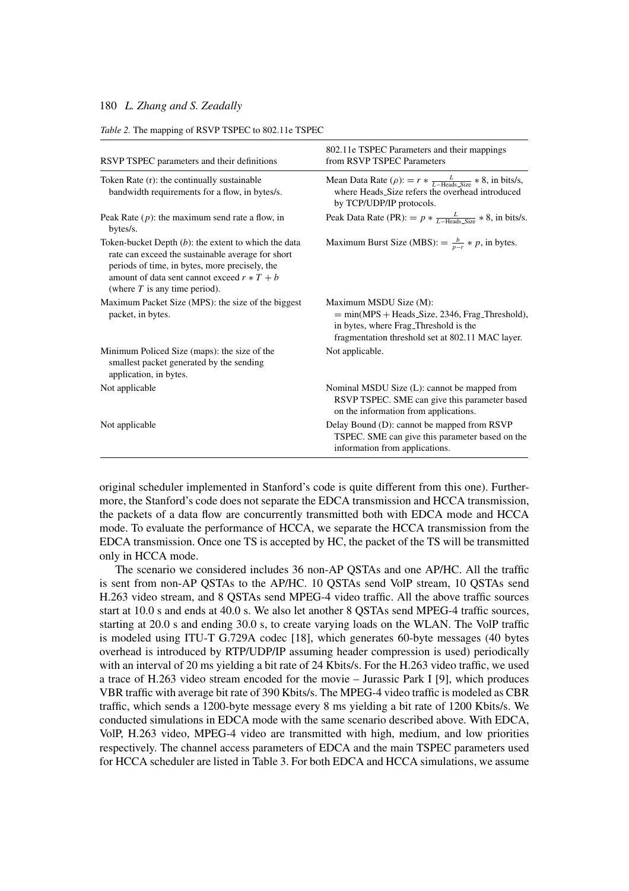*Table 2.* The mapping of RSVP TSPEC to 802.11e TSPEC

| RSVP TSPEC parameters and their definitions | 802.11e TSPEC Parameters and their mappings from RSVP TSPEC Parameters |
|---|---|
| Token Rate (r): the continually sustainable bandwidth requirements for a flow, in bytes/s. | Mean Data Rate ($\rho$): $= r * \frac{L}{L - \text{Heads\_Size}} * 8$, in bits/s, where Heads_Size refers the overhead introduced by TCP/UDP/IP protocols. |
| Peak Rate ($p$): the maximum send rate a flow, in bytes/s. | Peak Data Rate (PR): $= p * \frac{L}{L - \text{Heads\_Size}} * 8$, in bits/s. |
| Token-bucket Depth ($b$): the extent to which the data rate can exceed the sustainable average for short periods of time, in bytes, more precisely, the amount of data sent cannot exceed $r * T + b$ (where $T$ is any time period). | Maximum Burst Size (MBS): $= \frac{b}{p-r} * p$, in bytes. |
| Maximum Packet Size (MPS): the size of the biggest packet, in bytes. | Maximum MSDU Size (M): $= \min(\text{MPS} + \text{Heads\_Size}, 2346, \text{Frag\_Threshold})$, in bytes, where Frag_Threshold is the fragmentation threshold set at 802.11 MAC layer. |
| Minimum Policed Size (maps): the size of the smallest packet generated by the sending application, in bytes. | Not applicable. |
| Not applicable | Nominal MSDU Size (L): cannot be mapped from RSVP TSPEC. SME can give this parameter based on the information from applications. |
| Not applicable | Delay Bound (D): cannot be mapped from RSVP TSPEC. SME can give this parameter based on the information from applications. |

original scheduler implemented in Stanford's code is quite different from this one). Furthermore, the Stanford's code does not separate the EDCA transmission and HCCA transmission, the packets of a data flow are concurrently transmitted both with EDCA mode and HCCA mode. To evaluate the performance of HCCA, we separate the HCCA transmission from the EDCA transmission. Once one TS is accepted by HC, the packet of the TS will be transmitted only in HCCA mode.

The scenario we considered includes 36 non-AP QSTAs and one AP/HC. All the traffic is sent from non-AP QSTAs to the AP/HC. 10 QSTAs send VoIP stream, 10 QSTAs send H.263 video stream, and 8 QSTAs send MPEG-4 video traffic. All the above traffic sources start at 10.0 s and ends at 40.0 s. We also let another 8 QSTAs send MPEG-4 traffic sources, starting at 20.0 s and ending 30.0 s, to create varying loads on the WLAN. The VoIP traffic is modeled using ITU-T G.729A codec [18], which generates 60-byte messages (40 bytes overhead is introduced by RTP/UDP/IP assuming header compression is used) periodically with an interval of 20 ms yielding a bit rate of 24 Kbits/s. For the H.263 video traffic, we used a trace of H.263 video stream encoded for the movie – Jurassic Park I [9], which produces VBR traffic with average bit rate of 390 Kbits/s. The MPEG-4 video traffic is modeled as CBR traffic, which sends a 1200-byte message every 8 ms yielding a bit rate of 1200 Kbits/s. We conducted simulations in EDCA mode with the same scenario described above. With EDCA, VoIP, H.263 video, MPEG-4 video are transmitted with high, medium, and low priorities respectively. The channel access parameters of EDCA and the main TSPEC parameters used for HCCA scheduler are listed in Table 3. For both EDCA and HCCA simulations, we assume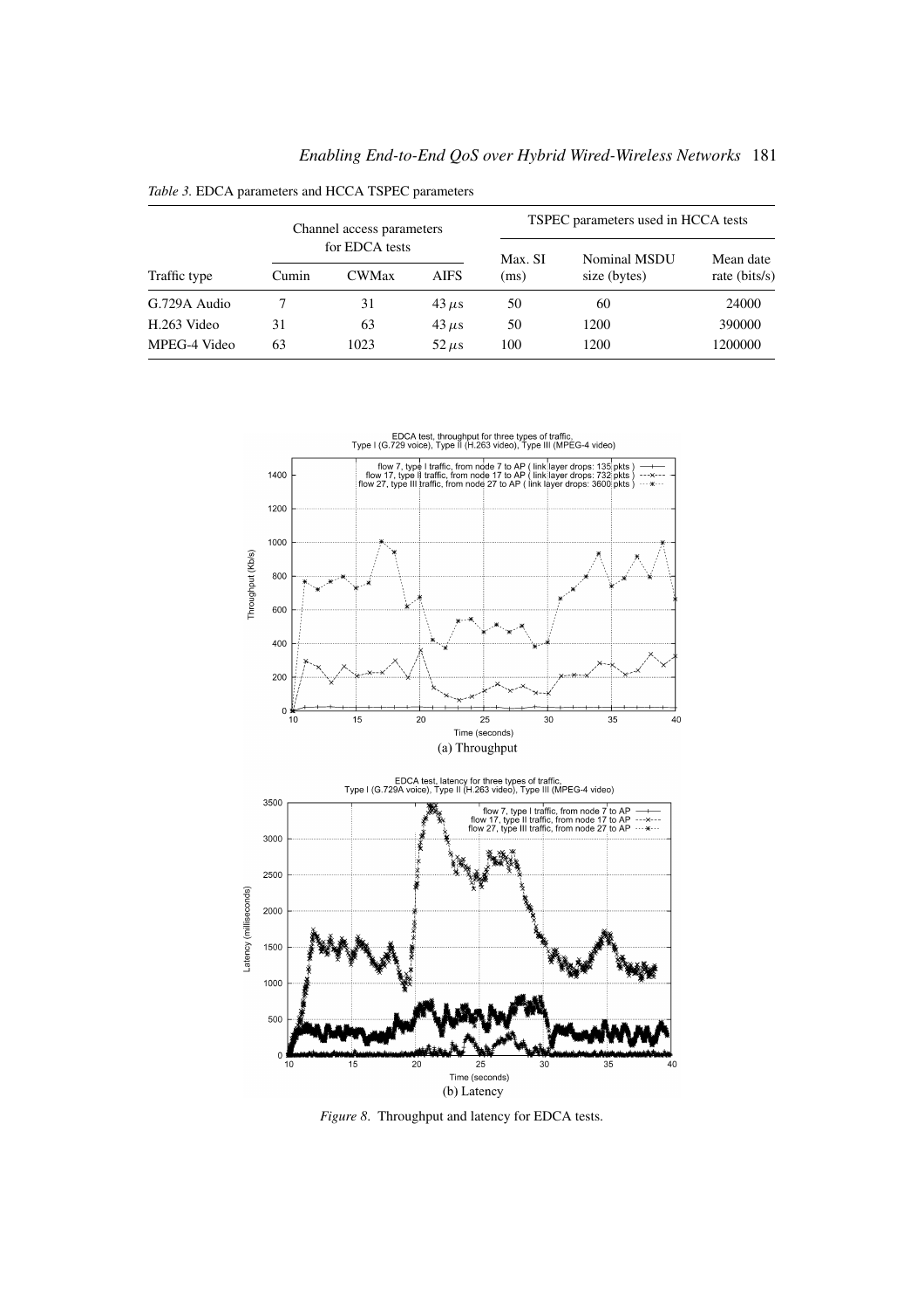*Table 3.* EDCA parameters and HCCA TSPEC parameters

| Traffic type | Channel access parameters for EDCA tests | | | TSPEC parameters used in HCCA tests | | |
|---|---|---|---|---|---|---|
| | Cumin | CWMax | AIFS | Max. SI (ms) | Nominal MSDU size (bytes) | Mean date rate (bits/s) |
| G.729A Audio | 7 | 31 | 43 $\mu$s | 50 | 60 | 24000 |
| H.263 Video | 31 | 63 | 43 $\mu$s | 50 | 1200 | 390000 |
| MPEG-4 Video | 63 | 1023 | 52 $\mu$s | 100 | 1200 | 1200000 |

(a) Throughput

(b) Latency

*Figure 8.* Throughput and latency for EDCA tests.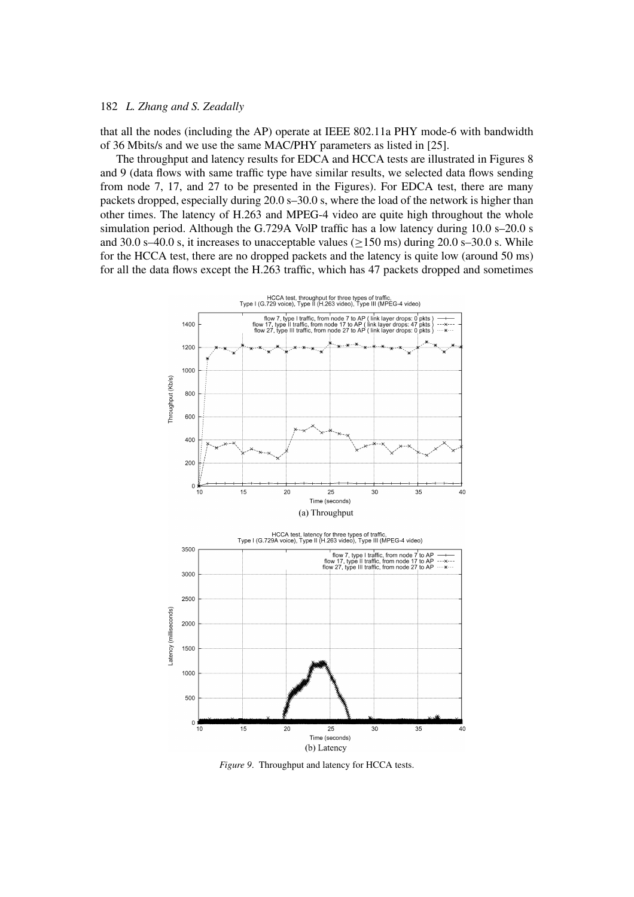that all the nodes (including the AP) operate at IEEE 802.11a PHY mode-6 with bandwidth of 36 Mbits/s and we use the same MAC/PHY parameters as listed in [25].

The throughput and latency results for EDCA and HCCA tests are illustrated in Figures 8 and 9 (data flows with same traffic type have similar results, we selected data flows sending from node 7, 17, and 27 to be presented in the Figures). For EDCA test, there are many packets dropped, especially during 20.0 s–30.0 s, where the load of the network is higher than other times. The latency of H.263 and MPEG-4 video are quite high throughout the whole simulation period. Although the G.729A VoIP traffic has a low latency during 10.0 s–20.0 s and 30.0 s–40.0 s, it increases to unacceptable values ($\geq$150 ms) during 20.0 s–30.0 s. While for the HCCA test, there are no dropped packets and the latency is quite low (around 50 ms) for all the data flows except the H.263 traffic, which has 47 packets dropped and sometimes

(a) Throughput

(b) Latency

*Figure 9*. Throughput and latency for HCCA tests.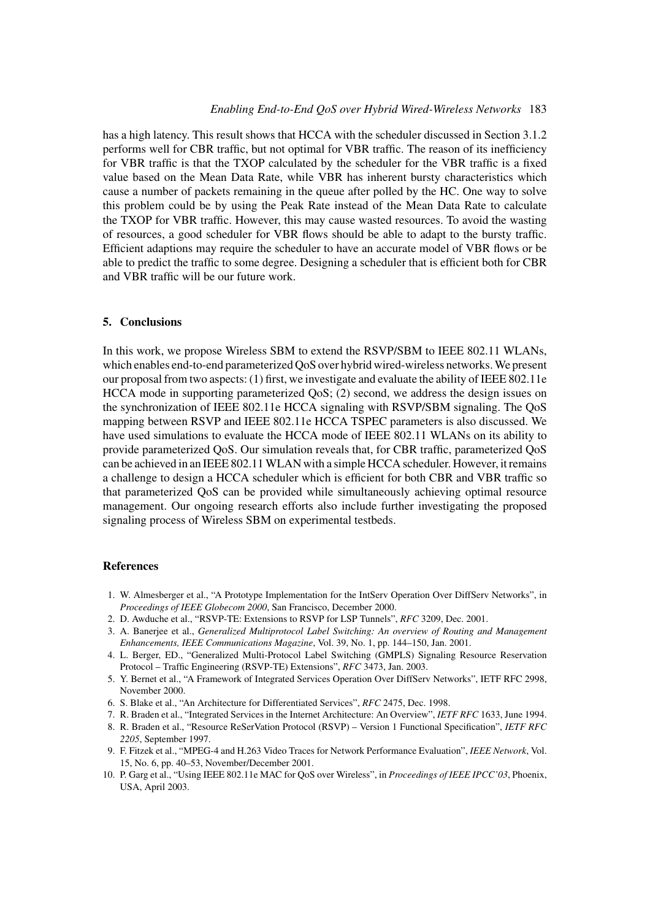has a high latency. This result shows that HCCA with the scheduler discussed in Section 3.1.2 performs well for CBR traffic, but not optimal for VBR traffic. The reason of its inefficiency for VBR traffic is that the TXOP calculated by the scheduler for the VBR traffic is a fixed value based on the Mean Data Rate, while VBR has inherent bursty characteristics which cause a number of packets remaining in the queue after polled by the HC. One way to solve this problem could be by using the Peak Rate instead of the Mean Data Rate to calculate the TXOP for VBR traffic. However, this may cause wasted resources. To avoid the wasting of resources, a good scheduler for VBR flows should be able to adapt to the bursty traffic. Efficient adaptions may require the scheduler to have an accurate model of VBR flows or be able to predict the traffic to some degree. Designing a scheduler that is efficient both for CBR and VBR traffic will be our future work.

## 5. Conclusions

In this work, we propose Wireless SBM to extend the RSVP/SBM to IEEE 802.11 WLANs, which enables end-to-end parameterized QoS over hybrid wired-wireless networks. We present our proposal from two aspects: (1) first, we investigate and evaluate the ability of IEEE 802.11e HCCA mode in supporting parameterized QoS; (2) second, we address the design issues on the synchronization of IEEE 802.11e HCCA signaling with RSVP/SBM signaling. The QoS mapping between RSVP and IEEE 802.11e HCCA TSPEC parameters is also discussed. We have used simulations to evaluate the HCCA mode of IEEE 802.11 WLANs on its ability to provide parameterized QoS. Our simulation reveals that, for CBR traffic, parameterized QoS can be achieved in an IEEE 802.11 WLAN with a simple HCCA scheduler. However, it remains a challenge to design a HCCA scheduler which is efficient for both CBR and VBR traffic so that parameterized QoS can be provided while simultaneously achieving optimal resource management. Our ongoing research efforts also include further investigating the proposed signaling process of Wireless SBM on experimental testbeds.

## References

1. W. Almesberger et al., "A Prototype Implementation for the IntServ Operation Over DiffServ Networks", in *Proceedings of IEEE Globecom 2000*, San Francisco, December 2000.
2. D. Awduche et al., "RSVP-TE: Extensions to RSVP for LSP Tunnels", *RFC* 3209, Dec. 2001.
3. A. Banerjee et al., *Generalized Multiprotocol Label Switching: An overview of Routing and Management Enhancements, IEEE Communications Magazine*, Vol. 39, No. 1, pp. 144–150, Jan. 2001.
4. L. Berger, ED., "Generalized Multi-Protocol Label Switching (GMPLS) Signaling Resource Reservation Protocol – Traffic Engineering (RSVP-TE) Extensions", *RFC* 3473, Jan. 2003.
5. Y. Bernet et al., "A Framework of Integrated Services Operation Over DiffServ Networks", IETF RFC 2998, November 2000.
6. S. Blake et al., "An Architecture for Differentiated Services", *RFC* 2475, Dec. 1998.
7. R. Braden et al., "Integrated Services in the Internet Architecture: An Overview", *IETF RFC* 1633, June 1994.
8. R. Braden et al., "Resource ReSerVation Protocol (RSVP) – Version 1 Functional Specification", *IETF RFC 2205*, September 1997.
9. F. Fitzek et al., "MPEG-4 and H.263 Video Traces for Network Performance Evaluation", *IEEE Network*, Vol. 15, No. 6, pp. 40–53, November/December 2001.
10. P. Garg et al., "Using IEEE 802.11e MAC for QoS over Wireless", in *Proceedings of IEEE IPCC'03*, Phoenix, USA, April 2003.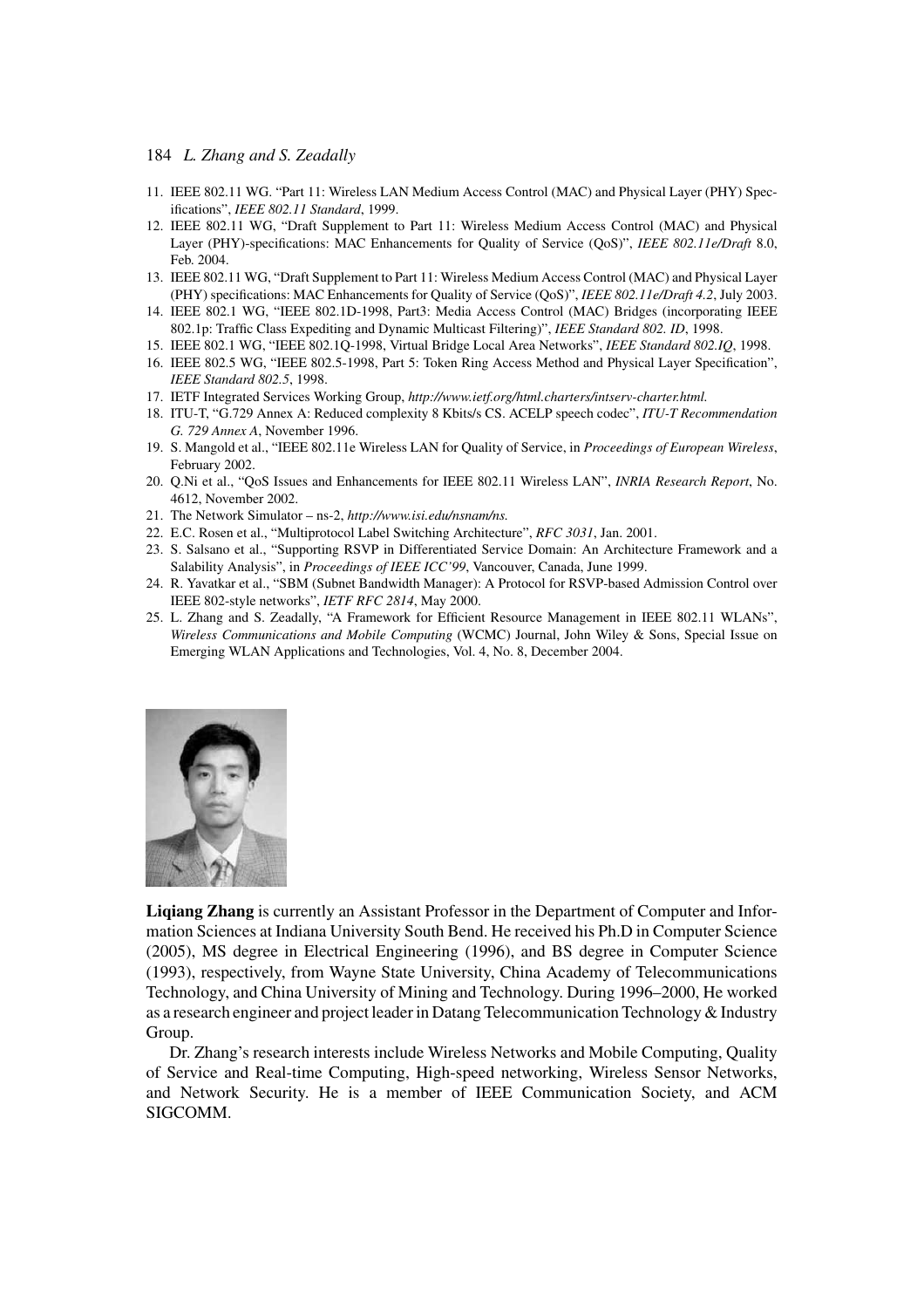11. IEEE 802.11 WG. "Part 11: Wireless LAN Medium Access Control (MAC) and Physical Layer (PHY) Specifications", *IEEE 802.11 Standard*, 1999.
12. IEEE 802.11 WG, "Draft Supplement to Part 11: Wireless Medium Access Control (MAC) and Physical Layer (PHY)-specifications: MAC Enhancements for Quality of Service (QoS)", *IEEE 802.11e/Draft* 8.0, Feb. 2004.
13. IEEE 802.11 WG, "Draft Supplement to Part 11: Wireless Medium Access Control (MAC) and Physical Layer (PHY) specifications: MAC Enhancements for Quality of Service (QoS)", *IEEE 802.11e/Draft 4.2*, July 2003.
14. IEEE 802.1 WG, "IEEE 802.1D-1998, Part3: Media Access Control (MAC) Bridges (incorporating IEEE 802.1p: Traffic Class Expediting and Dynamic Multicast Filtering)", *IEEE Standard 802. ID*, 1998.
15. IEEE 802.1 WG, "IEEE 802.1Q-1998, Virtual Bridge Local Area Networks", *IEEE Standard 802.IQ*, 1998.
16. IEEE 802.5 WG, "IEEE 802.5-1998, Part 5: Token Ring Access Method and Physical Layer Specification", *IEEE Standard 802.5*, 1998.
17. IETF Integrated Services Working Group, *http://www.ietf.org/html.charters/intserv-charter.html.*
18. ITU-T, "G.729 Annex A: Reduced complexity 8 Kbits/s CS. ACELP speech codec", *ITU-T Recommendation G. 729 Annex A*, November 1996.
19. S. Mangold et al., "IEEE 802.11e Wireless LAN for Quality of Service, in *Proceedings of European Wireless*, February 2002.
20. Q.Ni et al., "QoS Issues and Enhancements for IEEE 802.11 Wireless LAN", *INRIA Research Report*, No. 4612, November 2002.
21. The Network Simulator – ns-2, *http://www.isi.edu/nsnam/ns.*
22. E.C. Rosen et al., "Multiprotocol Label Switching Architecture", *RFC 3031*, Jan. 2001.
23. S. Salsano et al., "Supporting RSVP in Differentiated Service Domain: An Architecture Framework and a Salability Analysis", in *Proceedings of IEEE ICC'99*, Vancouver, Canada, June 1999.
24. R. Yavatkar et al., "SBM (Subnet Bandwidth Manager): A Protocol for RSVP-based Admission Control over IEEE 802-style networks", *IETF RFC 2814*, May 2000.
25. L. Zhang and S. Zeadally, "A Framework for Efficient Resource Management in IEEE 802.11 WLANs", *Wireless Communications and Mobile Computing* (WCMC) Journal, John Wiley & Sons, Special Issue on Emerging WLAN Applications and Technologies, Vol. 4, No. 8, December 2004.

**Liqiang Zhang** is currently an Assistant Professor in the Department of Computer and Information Sciences at Indiana University South Bend. He received his Ph.D in Computer Science (2005), MS degree in Electrical Engineering (1996), and BS degree in Computer Science (1993), respectively, from Wayne State University, China Academy of Telecommunications Technology, and China University of Mining and Technology. During 1996–2000, He worked as a research engineer and project leader in Datang Telecommunication Technology & Industry Group.

Dr. Zhang's research interests include Wireless Networks and Mobile Computing, Quality of Service and Real-time Computing, High-speed networking, Wireless Sensor Networks, and Network Security. He is a member of IEEE Communication Society, and ACM SIGCOMM.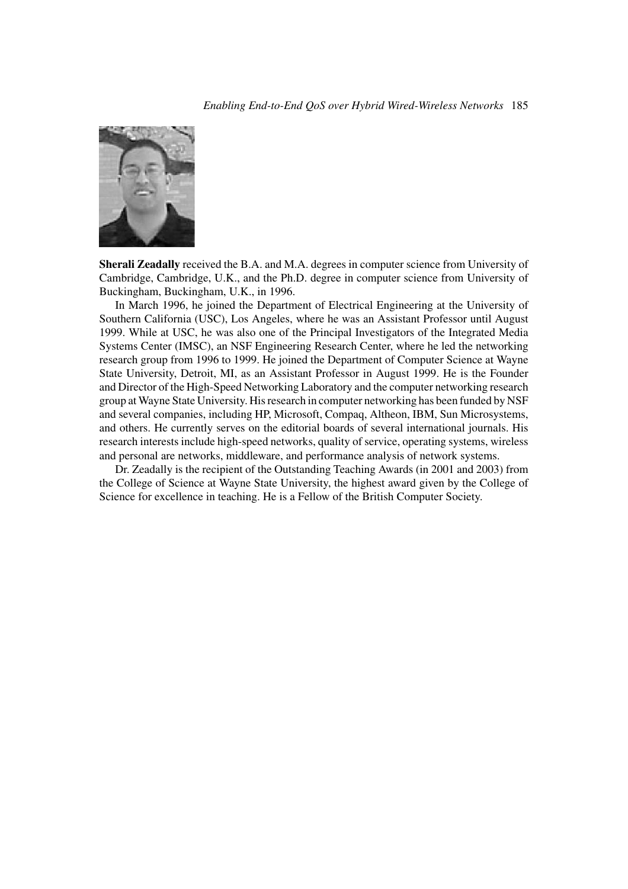**Sherali Zeadally** received the B.A. and M.A. degrees in computer science from University of Cambridge, Cambridge, U.K., and the Ph.D. degree in computer science from University of Buckingham, Buckingham, U.K., in 1996.

In March 1996, he joined the Department of Electrical Engineering at the University of Southern California (USC), Los Angeles, where he was an Assistant Professor until August 1999. While at USC, he was also one of the Principal Investigators of the Integrated Media Systems Center (IMSC), an NSF Engineering Research Center, where he led the networking research group from 1996 to 1999. He joined the Department of Computer Science at Wayne State University, Detroit, MI, as an Assistant Professor in August 1999. He is the Founder and Director of the High-Speed Networking Laboratory and the computer networking research group at Wayne State University. His research in computer networking has been funded by NSF and several companies, including HP, Microsoft, Compaq, Altheon, IBM, Sun Microsystems, and others. He currently serves on the editorial boards of several international journals. His research interests include high-speed networks, quality of service, operating systems, wireless and personal are networks, middleware, and performance analysis of network systems.

Dr. Zeadally is the recipient of the Outstanding Teaching Awards (in 2001 and 2003) from the College of Science at Wayne State University, the highest award given by the College of Science for excellence in teaching. He is a Fellow of the British Computer Society.